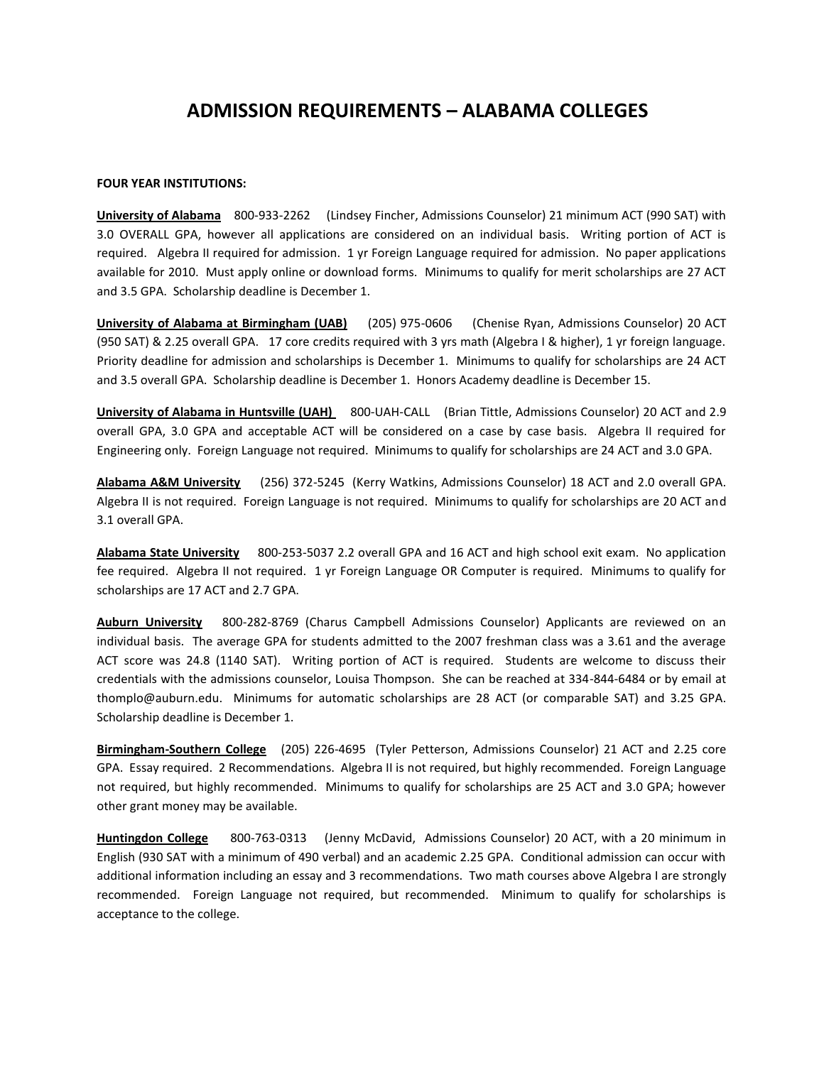# ADMISSION REQUIREMENTS – ALABAMA COLLEGES

**FOUR YEAR INSTITUTIONS:**

**University of Alabama** 800-933-2262 (Lindsey Fincher, Admissions Counselor) 21 minimum ACT (990 SAT) with 3.0 OVERALL GPA, however all applications are considered on an individual basis. Writing portion of ACT is required. Algebra II required for admission. 1 yr Foreign Language required for admission. No paper applications available for 2010. Must apply online or download forms. Minimums to qualify for merit scholarships are 27 ACT and 3.5 GPA. Scholarship deadline is December 1.

**University of Alabama at Birmingham (UAB)** (205) 975-0606 (Chenise Ryan, Admissions Counselor) 20 ACT (950 SAT) & 2.25 overall GPA. 17 core credits required with 3 yrs math (Algebra I & higher), 1 yr foreign language. Priority deadline for admission and scholarships is December 1. Minimums to qualify for scholarships are 24 ACT and 3.5 overall GPA. Scholarship deadline is December 1. Honors Academy deadline is December 15.

**University of Alabama in Huntsville (UAH)** 800-UAH-CALL (Brian Tittle, Admissions Counselor) 20 ACT and 2.9 overall GPA, 3.0 GPA and acceptable ACT will be considered on a case by case basis. Algebra II required for Engineering only. Foreign Language not required. Minimums to qualify for scholarships are 24 ACT and 3.0 GPA.

**Alabama A&M University** (256) 372-5245 (Kerry Watkins, Admissions Counselor) 18 ACT and 2.0 overall GPA. Algebra II is not required. Foreign Language is not required. Minimums to qualify for scholarships are 20 ACT and 3.1 overall GPA.

**Alabama State University** 800-253-5037 2.2 overall GPA and 16 ACT and high school exit exam. No application fee required. Algebra II not required. 1 yr Foreign Language OR Computer is required. Minimums to qualify for scholarships are 17 ACT and 2.7 GPA.

**Auburn University** 800-282-8769 (Charus Campbell Admissions Counselor) Applicants are reviewed on an individual basis. The average GPA for students admitted to the 2007 freshman class was a 3.61 and the average ACT score was 24.8 (1140 SAT). Writing portion of ACT is required. Students are welcome to discuss their credentials with the admissions counselor, Louisa Thompson. She can be reached at 334-844-6484 or by email at thomplo@auburn.edu. Minimums for automatic scholarships are 28 ACT (or comparable SAT) and 3.25 GPA. Scholarship deadline is December 1.

**Birmingham-Southern College** (205) 226-4695 (Tyler Petterson, Admissions Counselor) 21 ACT and 2.25 core GPA. Essay required. 2 Recommendations. Algebra II is not required, but highly recommended. Foreign Language not required, but highly recommended. Minimums to qualify for scholarships are 25 ACT and 3.0 GPA; however other grant money may be available.

**Huntingdon College** 800-763-0313 (Jenny McDavid, Admissions Counselor) 20 ACT, with a 20 minimum in English (930 SAT with a minimum of 490 verbal) and an academic 2.25 GPA. Conditional admission can occur with additional information including an essay and 3 recommendations. Two math courses above Algebra I are strongly recommended. Foreign Language not required, but recommended. Minimum to qualify for scholarships is acceptance to the college.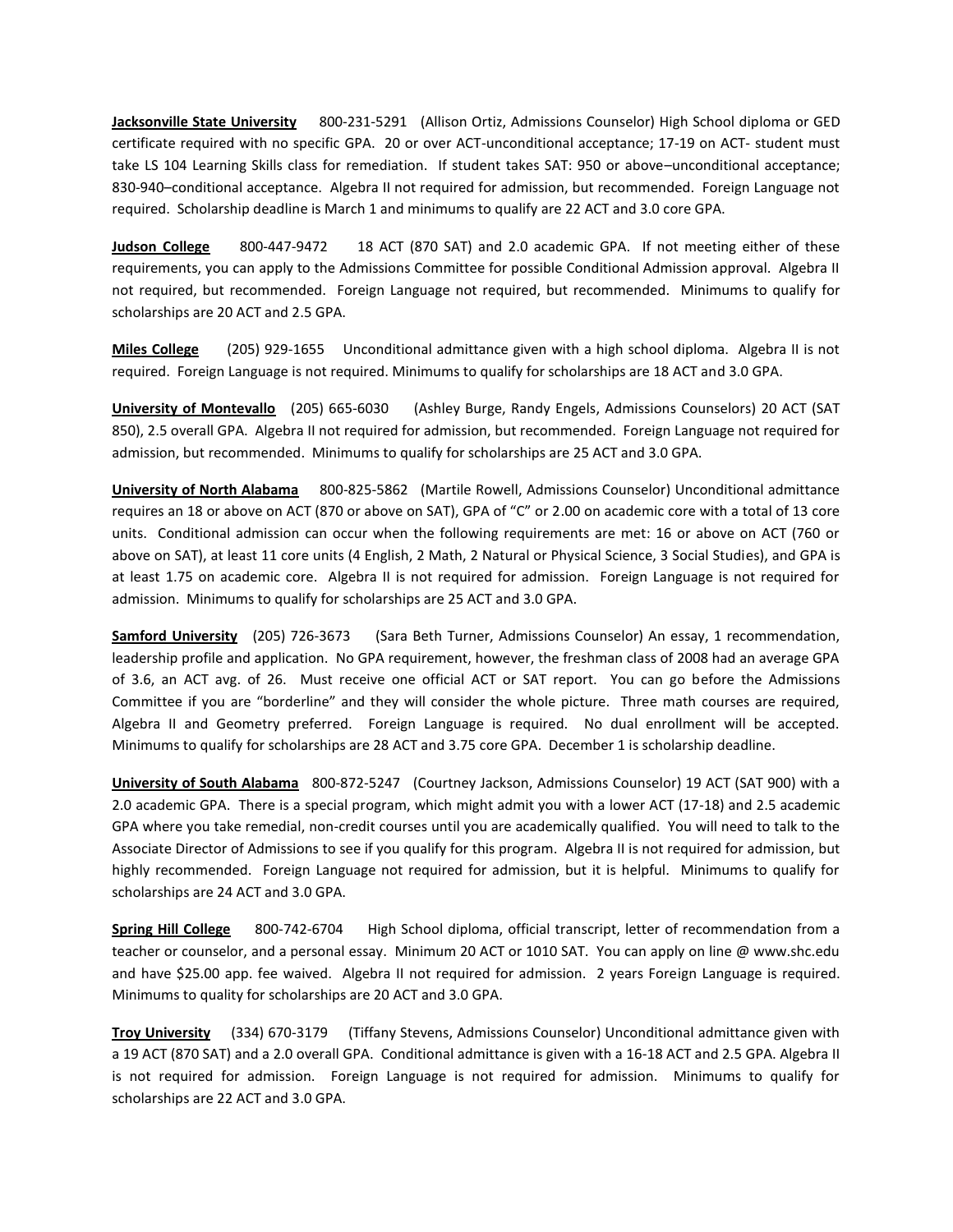**<u>Jacksonville State University</u>** 800-231-5291 (Allison Ortiz, Admissions Counselor) High School diploma or GED certificate required with no specific GPA. 20 or over ACT-unconditional acceptance; 17-19 on ACT- student must take LS 104 Learning Skills class for remediation. If student takes SAT: 950 or above–unconditional acceptance; 830-940–conditional acceptance. Algebra II not required for admission, but recommended. Foreign Language not required. Scholarship deadline is March 1 and minimums to qualify are 22 ACT and 3.0 core GPA.

**<u>Judson College</u>** 800-447-9472 18 ACT (870 SAT) and 2.0 academic GPA. If not meeting either of these requirements, you can apply to the Admissions Committee for possible Conditional Admission approval. Algebra II not required, but recommended. Foreign Language not required, but recommended. Minimums to qualify for scholarships are 20 ACT and 2.5 GPA.

**<u>Miles College</u>** (205) 929-1655 Unconditional admittance given with a high school diploma. Algebra II is not required. Foreign Language is not required. Minimums to qualify for scholarships are 18 ACT and 3.0 GPA.

**<u>University of Montevallo</u>** (205) 665-6030 (Ashley Burge, Randy Engels, Admissions Counselors) 20 ACT (SAT 850), 2.5 overall GPA. Algebra II not required for admission, but recommended. Foreign Language not required for admission, but recommended. Minimums to qualify for scholarships are 25 ACT and 3.0 GPA.

**<u>University of North Alabama</u>** 800-825-5862 (Martile Rowell, Admissions Counselor) Unconditional admittance requires an 18 or above on ACT (870 or above on SAT), GPA of "C" or 2.00 on academic core with a total of 13 core units. Conditional admission can occur when the following requirements are met: 16 or above on ACT (760 or above on SAT), at least 11 core units (4 English, 2 Math, 2 Natural or Physical Science, 3 Social Studies), and GPA is at least 1.75 on academic core. Algebra II is not required for admission. Foreign Language is not required for admission. Minimums to qualify for scholarships are 25 ACT and 3.0 GPA.

**<u>Samford University</u>** (205) 726-3673 (Sara Beth Turner, Admissions Counselor) An essay, 1 recommendation, leadership profile and application. No GPA requirement, however, the freshman class of 2008 had an average GPA of 3.6, an ACT avg. of 26. Must receive one official ACT or SAT report. You can go before the Admissions Committee if you are "borderline" and they will consider the whole picture. Three math courses are required, Algebra II and Geometry preferred. Foreign Language is required. No dual enrollment will be accepted. Minimums to qualify for scholarships are 28 ACT and 3.75 core GPA. December 1 is scholarship deadline.

**<u>University of South Alabama</u>** 800-872-5247 (Courtney Jackson, Admissions Counselor) 19 ACT (SAT 900) with a 2.0 academic GPA. There is a special program, which might admit you with a lower ACT (17-18) and 2.5 academic GPA where you take remedial, non-credit courses until you are academically qualified. You will need to talk to the Associate Director of Admissions to see if you qualify for this program. Algebra II is not required for admission, but highly recommended. Foreign Language not required for admission, but it is helpful. Minimums to qualify for scholarships are 24 ACT and 3.0 GPA.

**<u>Spring Hill College</u>** 800-742-6704 High School diploma, official transcript, letter of recommendation from a teacher or counselor, and a personal essay. Minimum 20 ACT or 1010 SAT. You can apply on line @ www.shc.edu and have $25.00 app. fee waived. Algebra II not required for admission. 2 years Foreign Language is required. Minimums to quality for scholarships are 20 ACT and 3.0 GPA.

**<u>Troy University</u>** (334) 670-3179 (Tiffany Stevens, Admissions Counselor) Unconditional admittance given with a 19 ACT (870 SAT) and a 2.0 overall GPA. Conditional admittance is given with a 16-18 ACT and 2.5 GPA. Algebra II is not required for admission. Foreign Language is not required for admission. Minimums to qualify for scholarships are 22 ACT and 3.0 GPA.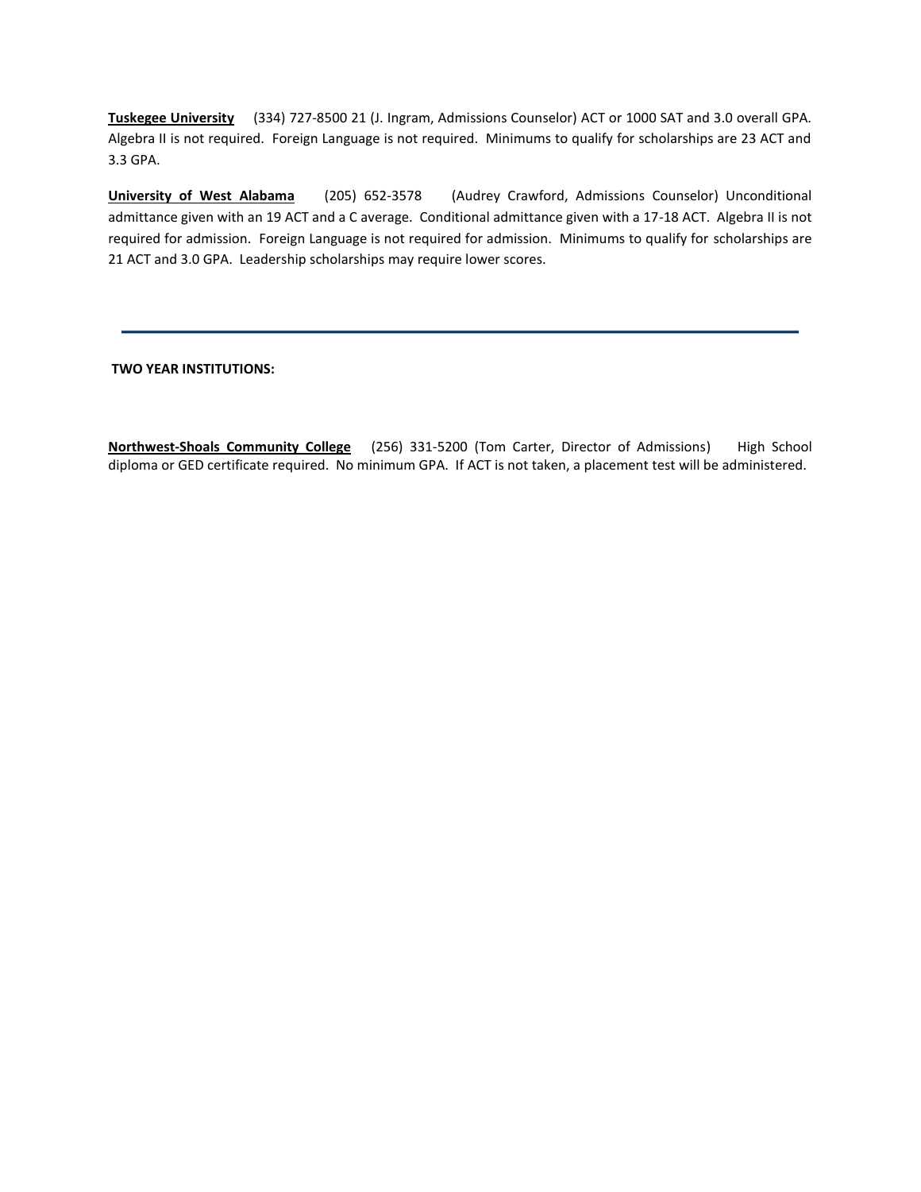**<u>Tuskegee University</u>** (334) 727-8500 21 (J. Ingram, Admissions Counselor) ACT or 1000 SAT and 3.0 overall GPA. Algebra II is not required. Foreign Language is not required. Minimums to qualify for scholarships are 23 ACT and 3.3 GPA.

**<u>University of West Alabama</u>** (205) 652-3578 (Audrey Crawford, Admissions Counselor) Unconditional admittance given with an 19 ACT and a C average. Conditional admittance given with a 17-18 ACT. Algebra II is not required for admission. Foreign Language is not required for admission. Minimums to qualify for scholarships are 21 ACT and 3.0 GPA. Leadership scholarships may require lower scores.

---

**TWO YEAR INSTITUTIONS:**

**<u>Northwest-Shoals Community College</u>** (256) 331-5200 (Tom Carter, Director of Admissions) High School diploma or GED certificate required. No minimum GPA. If ACT is not taken, a placement test will be administered.